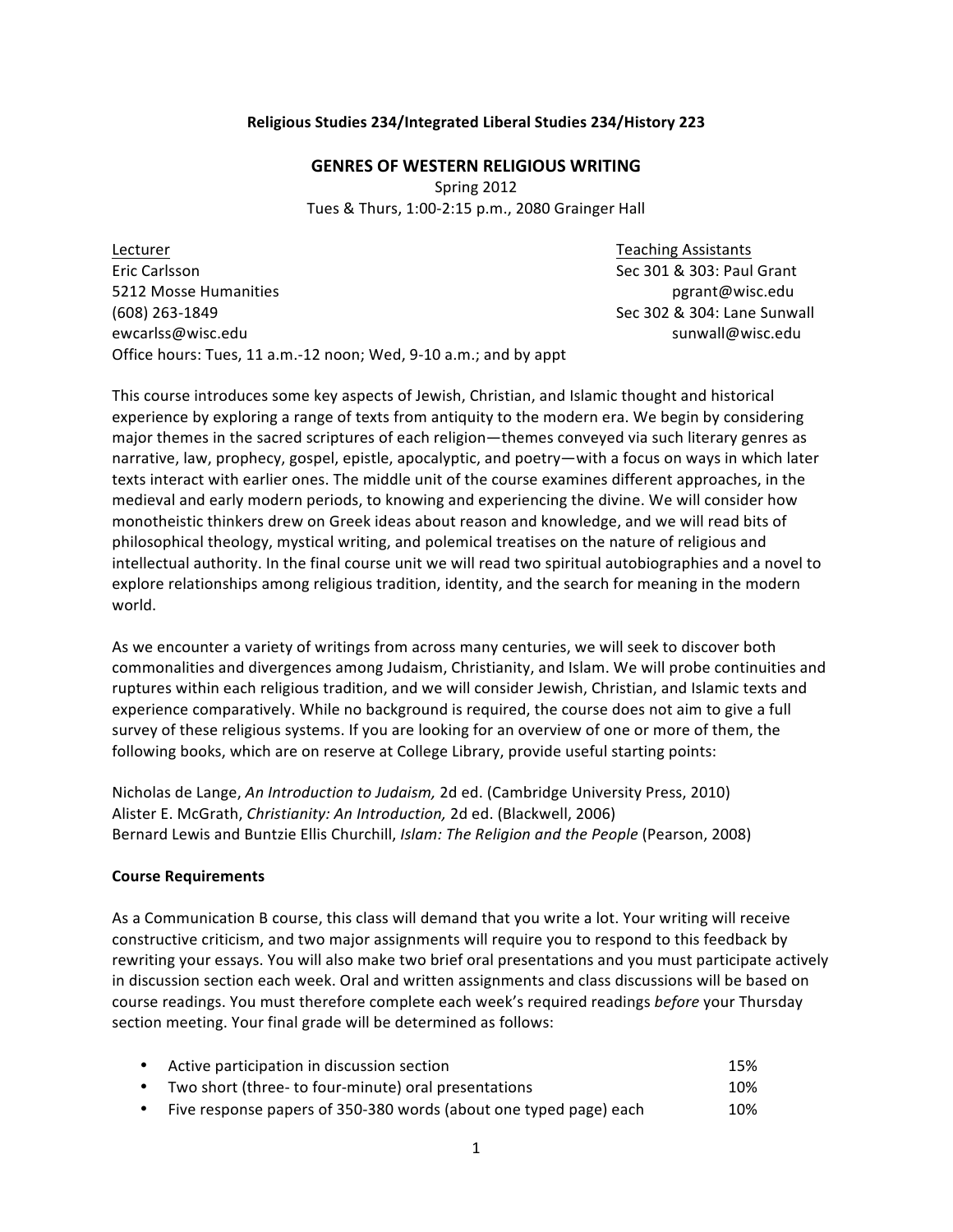**Religious Studies 234/Integrated Liberal Studies 234/History 223**

# GENRES OF WESTERN RELIGIOUS WRITING

Spring 2012
Tues & Thurs, 1:00-2:15 p.m., 2080 Grainger Hall

Lecturer
Eric Carlsson
5212 Mosse Humanities
(608) 263-1849
ewcarlss@wisc.edu
Office hours: Tues, 11 a.m.-12 noon; Wed, 9-10 a.m.; and by appt

Teaching Assistants
Sec 301 & 303: Paul Grant
pgrant@wisc.edu
Sec 302 & 304: Lane Sunwall
sunwall@wisc.edu

This course introduces some key aspects of Jewish, Christian, and Islamic thought and historical experience by exploring a range of texts from antiquity to the modern era. We begin by considering major themes in the sacred scriptures of each religion—themes conveyed via such literary genres as narrative, law, prophecy, gospel, epistle, apocalyptic, and poetry—with a focus on ways in which later texts interact with earlier ones. The middle unit of the course examines different approaches, in the medieval and early modern periods, to knowing and experiencing the divine. We will consider how monotheistic thinkers drew on Greek ideas about reason and knowledge, and we will read bits of philosophical theology, mystical writing, and polemical treatises on the nature of religious and intellectual authority. In the final course unit we will read two spiritual autobiographies and a novel to explore relationships among religious tradition, identity, and the search for meaning in the modern world.

As we encounter a variety of writings from across many centuries, we will seek to discover both commonalities and divergences among Judaism, Christianity, and Islam. We will probe continuities and ruptures within each religious tradition, and we will consider Jewish, Christian, and Islamic texts and experience comparatively. While no background is required, the course does not aim to give a full survey of these religious systems. If you are looking for an overview of one or more of them, the following books, which are on reserve at College Library, provide useful starting points:

Nicholas de Lange, *An Introduction to Judaism,* 2d ed. (Cambridge University Press, 2010)
Alister E. McGrath, *Christianity: An Introduction,* 2d ed. (Blackwell, 2006)
Bernard Lewis and Buntzie Ellis Churchill, *Islam: The Religion and the People* (Pearson, 2008)

**Course Requirements**

As a Communication B course, this class will demand that you write a lot. Your writing will receive constructive criticism, and two major assignments will require you to respond to this feedback by rewriting your essays. You will also make two brief oral presentations and you must participate actively in discussion section each week. Oral and written assignments and class discussions will be based on course readings. You must therefore complete each week's required readings *before* your Thursday section meeting. Your final grade will be determined as follows:

- Active participation in discussion section — 15%
- Two short (three- to four-minute) oral presentations — 10%
- Five response papers of 350-380 words (about one typed page) each — 10%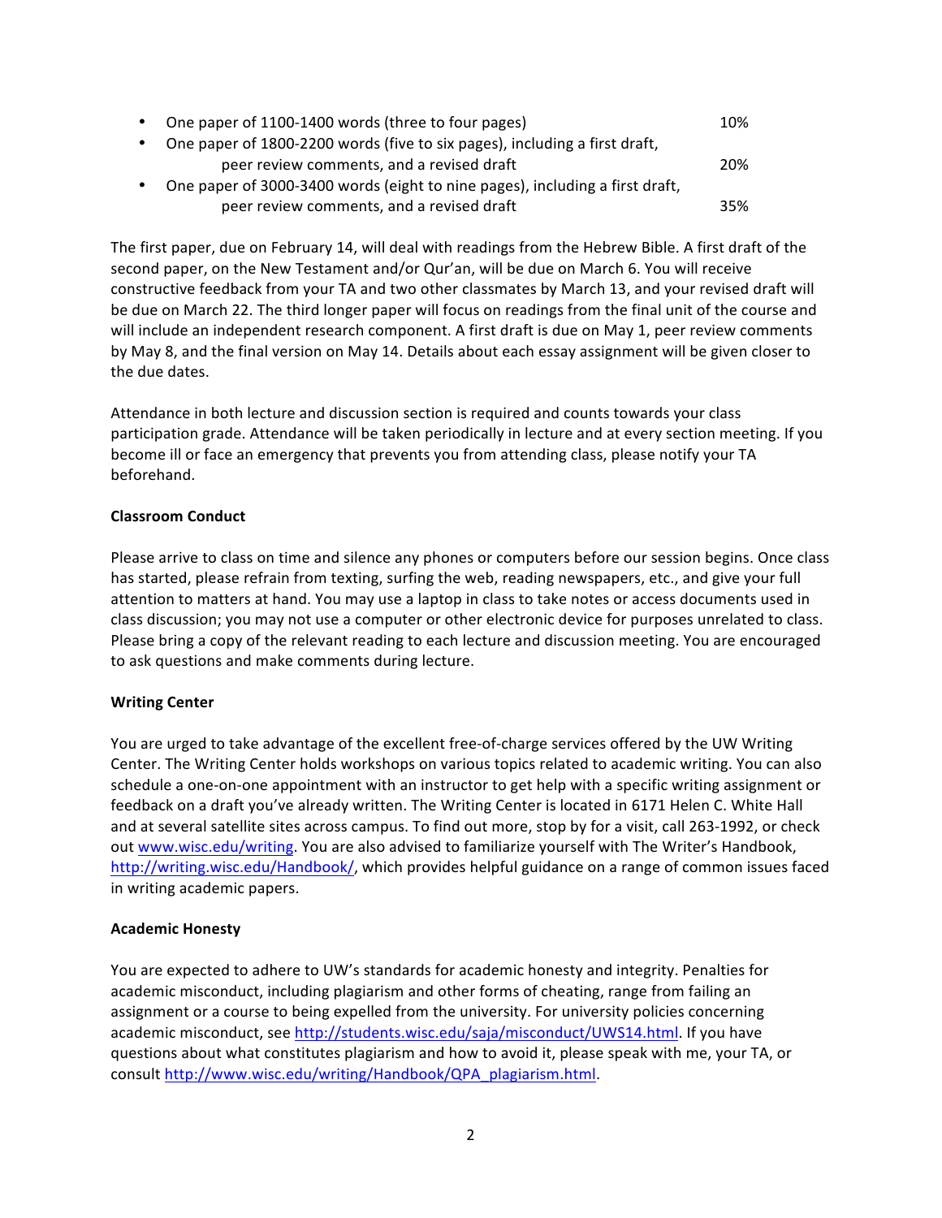- One paper of 1100-1400 words (three to four pages) 10%
- One paper of 1800-2200 words (five to six pages), including a first draft, peer review comments, and a revised draft 20%
- One paper of 3000-3400 words (eight to nine pages), including a first draft, peer review comments, and a revised draft 35%

The first paper, due on February 14, will deal with readings from the Hebrew Bible. A first draft of the second paper, on the New Testament and/or Qur'an, will be due on March 6. You will receive constructive feedback from your TA and two other classmates by March 13, and your revised draft will be due on March 22. The third longer paper will focus on readings from the final unit of the course and will include an independent research component. A first draft is due on May 1, peer review comments by May 8, and the final version on May 14. Details about each essay assignment will be given closer to the due dates.

Attendance in both lecture and discussion section is required and counts towards your class participation grade. Attendance will be taken periodically in lecture and at every section meeting. If you become ill or face an emergency that prevents you from attending class, please notify your TA beforehand.

**Classroom Conduct**

Please arrive to class on time and silence any phones or computers before our session begins. Once class has started, please refrain from texting, surfing the web, reading newspapers, etc., and give your full attention to matters at hand. You may use a laptop in class to take notes or access documents used in class discussion; you may not use a computer or other electronic device for purposes unrelated to class. Please bring a copy of the relevant reading to each lecture and discussion meeting. You are encouraged to ask questions and make comments during lecture.

**Writing Center**

You are urged to take advantage of the excellent free-of-charge services offered by the UW Writing Center. The Writing Center holds workshops on various topics related to academic writing. You can also schedule a one-on-one appointment with an instructor to get help with a specific writing assignment or feedback on a draft you've already written. The Writing Center is located in 6171 Helen C. White Hall and at several satellite sites across campus. To find out more, stop by for a visit, call 263-1992, or check out www.wisc.edu/writing. You are also advised to familiarize yourself with The Writer's Handbook, http://writing.wisc.edu/Handbook/, which provides helpful guidance on a range of common issues faced in writing academic papers.

**Academic Honesty**

You are expected to adhere to UW's standards for academic honesty and integrity. Penalties for academic misconduct, including plagiarism and other forms of cheating, range from failing an assignment or a course to being expelled from the university. For university policies concerning academic misconduct, see http://students.wisc.edu/saja/misconduct/UWS14.html. If you have questions about what constitutes plagiarism and how to avoid it, please speak with me, your TA, or consult http://www.wisc.edu/writing/Handbook/QPA_plagiarism.html.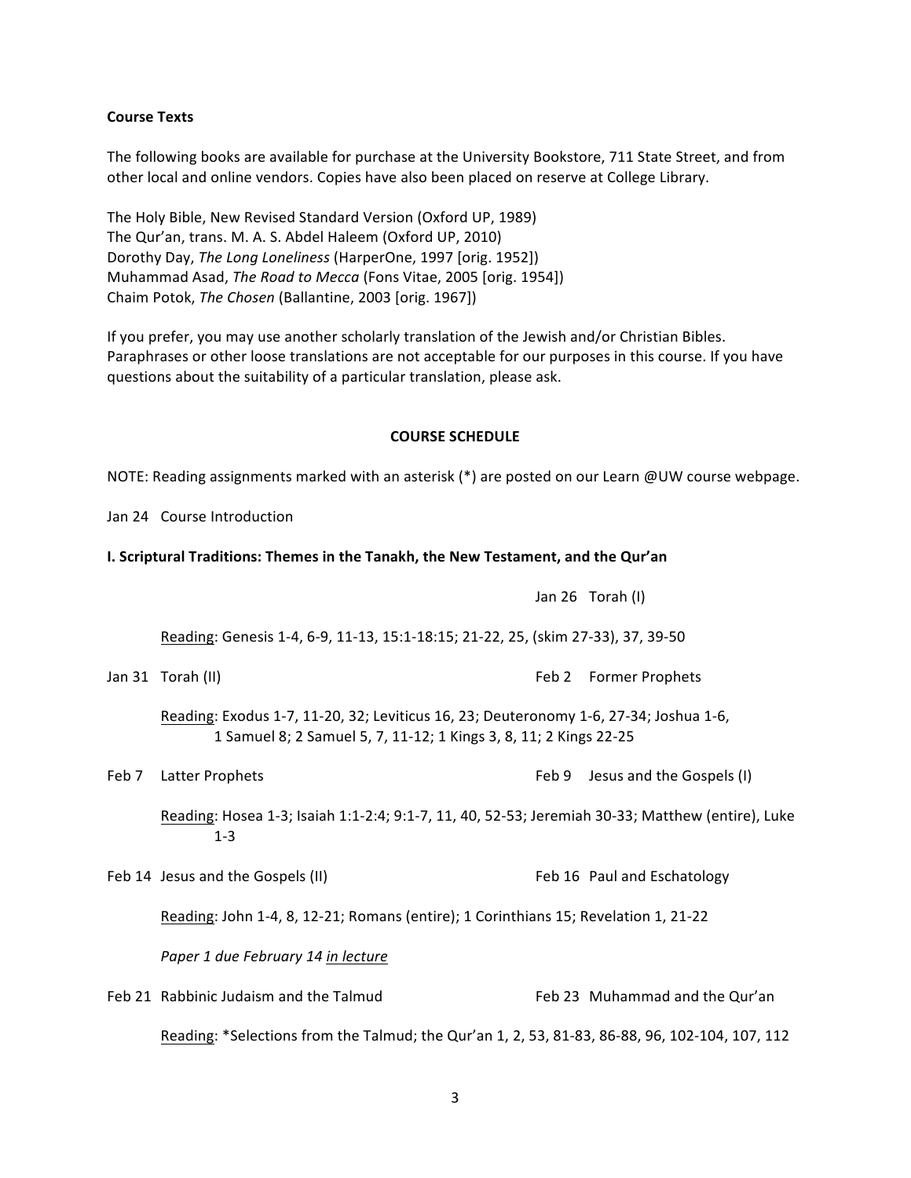**Course Texts**

The following books are available for purchase at the University Bookstore, 711 State Street, and from other local and online vendors. Copies have also been placed on reserve at College Library.

The Holy Bible, New Revised Standard Version (Oxford UP, 1989)
The Qur'an, trans. M. A. S. Abdel Haleem (Oxford UP, 2010)
Dorothy Day, *The Long Loneliness* (HarperOne, 1997 [orig. 1952])
Muhammad Asad, *The Road to Mecca* (Fons Vitae, 2005 [orig. 1954])
Chaim Potok, *The Chosen* (Ballantine, 2003 [orig. 1967])

If you prefer, you may use another scholarly translation of the Jewish and/or Christian Bibles. Paraphrases or other loose translations are not acceptable for our purposes in this course. If you have questions about the suitability of a particular translation, please ask.

**COURSE SCHEDULE**

NOTE: Reading assignments marked with an asterisk (*) are posted on our Learn @UW course webpage.

Jan 24 Course Introduction

**I. Scriptural Traditions: Themes in the Tanakh, the New Testament, and the Qur'an**

Jan 26 Torah (I)

Reading: Genesis 1-4, 6-9, 11-13, 15:1-18:15; 21-22, 25, (skim 27-33), 37, 39-50

Jan 31 Torah (II)
Feb 2 Former Prophets

Reading: Exodus 1-7, 11-20, 32; Leviticus 16, 23; Deuteronomy 1-6, 27-34; Joshua 1-6, 1 Samuel 8; 2 Samuel 5, 7, 11-12; 1 Kings 3, 8, 11; 2 Kings 22-25

Feb 7 Latter Prophets
Feb 9 Jesus and the Gospels (I)

Reading: Hosea 1-3; Isaiah 1:1-2:4; 9:1-7, 11, 40, 52-53; Jeremiah 30-33; Matthew (entire), Luke 1-3

Feb 14 Jesus and the Gospels (II)
Feb 16 Paul and Eschatology

Reading: John 1-4, 8, 12-21; Romans (entire); 1 Corinthians 15; Revelation 1, 21-22

*Paper 1 due February 14 in lecture*

Feb 21 Rabbinic Judaism and the Talmud
Feb 23 Muhammad and the Qur'an

Reading: *Selections from the Talmud; the Qur'an 1, 2, 53, 81-83, 86-88, 96, 102-104, 107, 112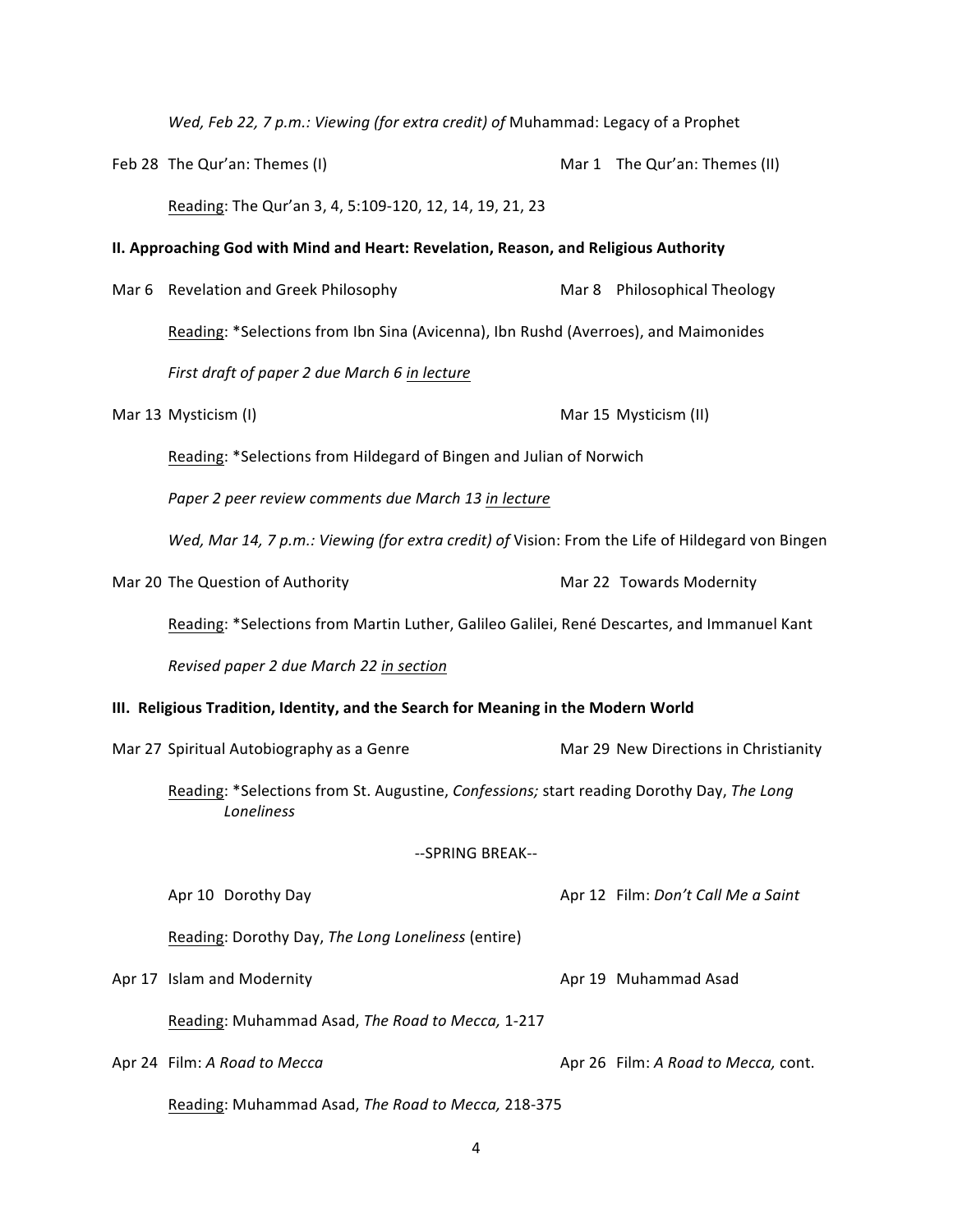*Wed, Feb 22, 7 p.m.: Viewing (for extra credit) of* Muhammad: Legacy of a Prophet

Feb 28 The Qur'an: Themes (I) — Mar 1 The Qur'an: Themes (II)

Reading: The Qur'an 3, 4, 5:109-120, 12, 14, 19, 21, 23

**II. Approaching God with Mind and Heart: Revelation, Reason, and Religious Authority**

Mar 6 Revelation and Greek Philosophy — Mar 8 Philosophical Theology

Reading: *Selections from Ibn Sina (Avicenna), Ibn Rushd (Averroes), and Maimonides

*First draft of paper 2 due March 6 in lecture*

Mar 13 Mysticism (I) — Mar 15 Mysticism (II)

Reading: *Selections from Hildegard of Bingen and Julian of Norwich

*Paper 2 peer review comments due March 13 in lecture*

*Wed, Mar 14, 7 p.m.: Viewing (for extra credit) of* Vision: From the Life of Hildegard von Bingen

Mar 20 The Question of Authority — Mar 22 Towards Modernity

Reading: *Selections from Martin Luther, Galileo Galilei, René Descartes, and Immanuel Kant

*Revised paper 2 due March 22 in section*

**III. Religious Tradition, Identity, and the Search for Meaning in the Modern World**

Mar 27 Spiritual Autobiography as a Genre — Mar 29 New Directions in Christianity

Reading: *Selections from St. Augustine, *Confessions;* start reading Dorothy Day, *The Long Loneliness*

--SPRING BREAK--

Apr 10 Dorothy Day — Apr 12 Film: *Don't Call Me a Saint*

Reading: Dorothy Day, *The Long Loneliness* (entire)

Apr 17 Islam and Modernity — Apr 19 Muhammad Asad

Reading: Muhammad Asad, *The Road to Mecca,* 1-217

Apr 24 Film: *A Road to Mecca* — Apr 26 Film: *A Road to Mecca,* cont.

Reading: Muhammad Asad, *The Road to Mecca,* 218-375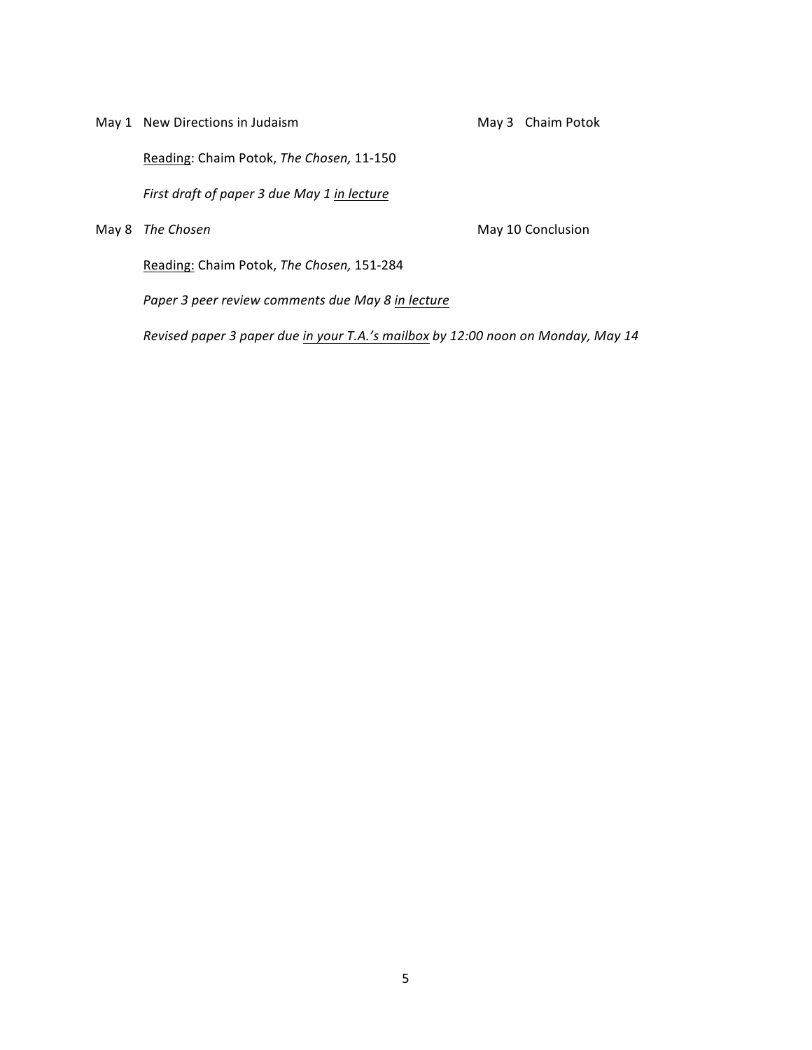May 1 New Directions in Judaism

May 3 Chaim Potok

Reading: Chaim Potok, *The Chosen,* 11-150

*First draft of paper 3 due May 1 in lecture*

May 8 *The Chosen*

May 10 Conclusion

Reading: Chaim Potok, *The Chosen,* 151-284

*Paper 3 peer review comments due May 8 in lecture*

*Revised paper 3 paper due in your T.A.'s mailbox by 12:00 noon on Monday, May 14*